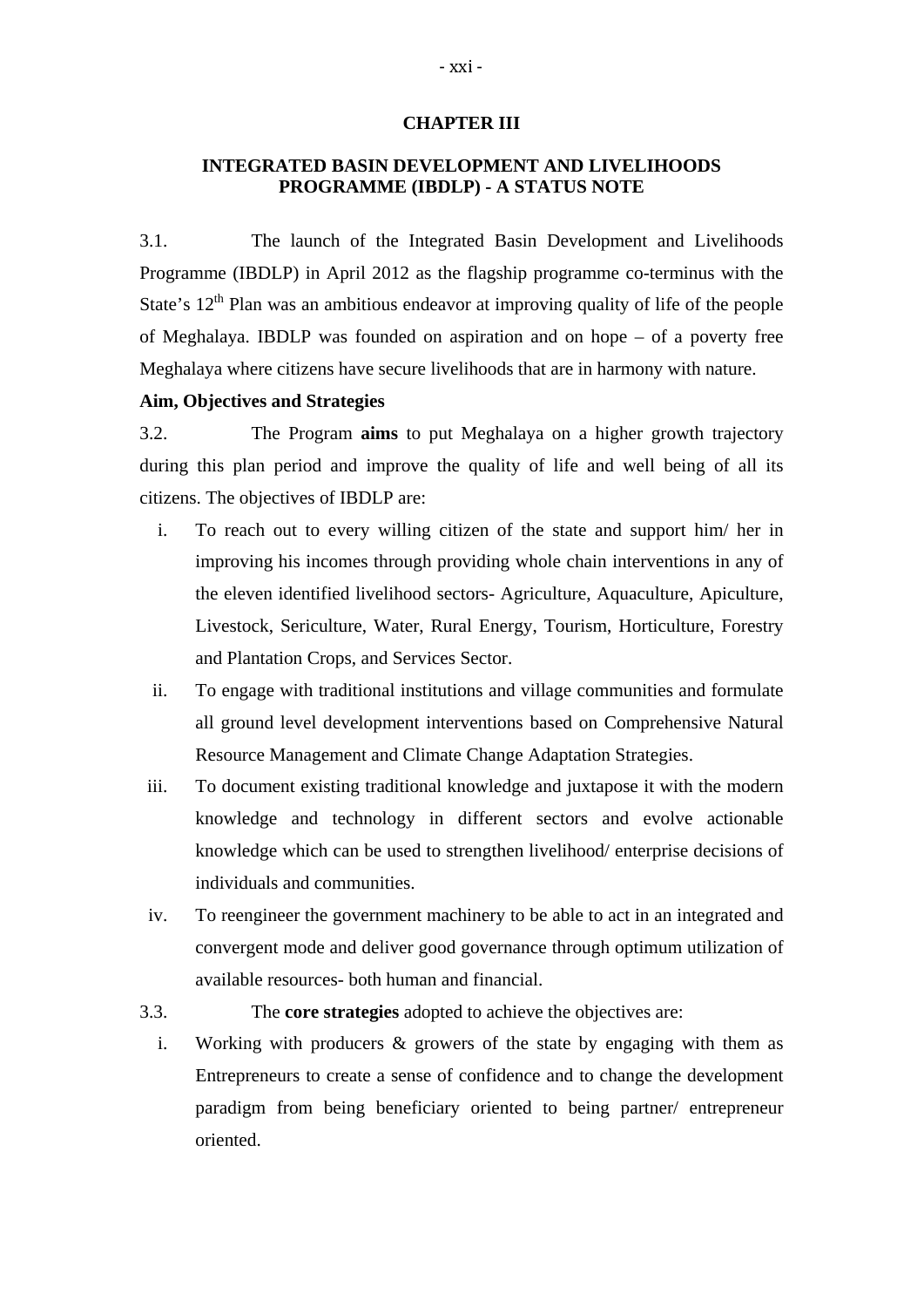# CHAPTER III

## INTEGRATED BASIN DEVELOPMENT AND LIVELIHOODS PROGRAMME (IBDLP) - A STATUS NOTE

3.1. The launch of the Integrated Basin Development and Livelihoods Programme (IBDLP) in April 2012 as the flagship programme co-terminus with the State's 12th Plan was an ambitious endeavor at improving quality of life of the people of Meghalaya. IBDLP was founded on aspiration and on hope – of a poverty free Meghalaya where citizens have secure livelihoods that are in harmony with nature.

**Aim, Objectives and Strategies**

3.2. The Program **aims** to put Meghalaya on a higher growth trajectory during this plan period and improve the quality of life and well being of all its citizens. The objectives of IBDLP are:

i. To reach out to every willing citizen of the state and support him/ her in improving his incomes through providing whole chain interventions in any of the eleven identified livelihood sectors- Agriculture, Aquaculture, Apiculture, Livestock, Sericulture, Water, Rural Energy, Tourism, Horticulture, Forestry and Plantation Crops, and Services Sector.

ii. To engage with traditional institutions and village communities and formulate all ground level development interventions based on Comprehensive Natural Resource Management and Climate Change Adaptation Strategies.

iii. To document existing traditional knowledge and juxtapose it with the modern knowledge and technology in different sectors and evolve actionable knowledge which can be used to strengthen livelihood/ enterprise decisions of individuals and communities.

iv. To reengineer the government machinery to be able to act in an integrated and convergent mode and deliver good governance through optimum utilization of available resources- both human and financial.

3.3. The **core strategies** adopted to achieve the objectives are:

i. Working with producers & growers of the state by engaging with them as Entrepreneurs to create a sense of confidence and to change the development paradigm from being beneficiary oriented to being partner/ entrepreneur oriented.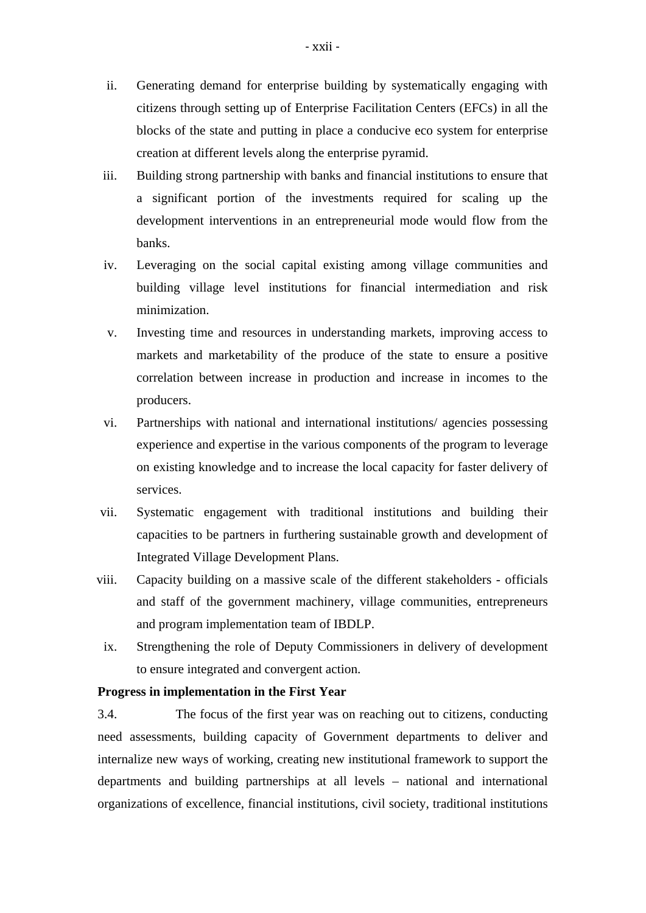ii. Generating demand for enterprise building by systematically engaging with citizens through setting up of Enterprise Facilitation Centers (EFCs) in all the blocks of the state and putting in place a conducive eco system for enterprise creation at different levels along the enterprise pyramid.

iii. Building strong partnership with banks and financial institutions to ensure that a significant portion of the investments required for scaling up the development interventions in an entrepreneurial mode would flow from the banks.

iv. Leveraging on the social capital existing among village communities and building village level institutions for financial intermediation and risk minimization.

v. Investing time and resources in understanding markets, improving access to markets and marketability of the produce of the state to ensure a positive correlation between increase in production and increase in incomes to the producers.

vi. Partnerships with national and international institutions/ agencies possessing experience and expertise in the various components of the program to leverage on existing knowledge and to increase the local capacity for faster delivery of services.

vii. Systematic engagement with traditional institutions and building their capacities to be partners in furthering sustainable growth and development of Integrated Village Development Plans.

viii. Capacity building on a massive scale of the different stakeholders - officials and staff of the government machinery, village communities, entrepreneurs and program implementation team of IBDLP.

ix. Strengthening the role of Deputy Commissioners in delivery of development to ensure integrated and convergent action.

**Progress in implementation in the First Year**

3.4. The focus of the first year was on reaching out to citizens, conducting need assessments, building capacity of Government departments to deliver and internalize new ways of working, creating new institutional framework to support the departments and building partnerships at all levels – national and international organizations of excellence, financial institutions, civil society, traditional institutions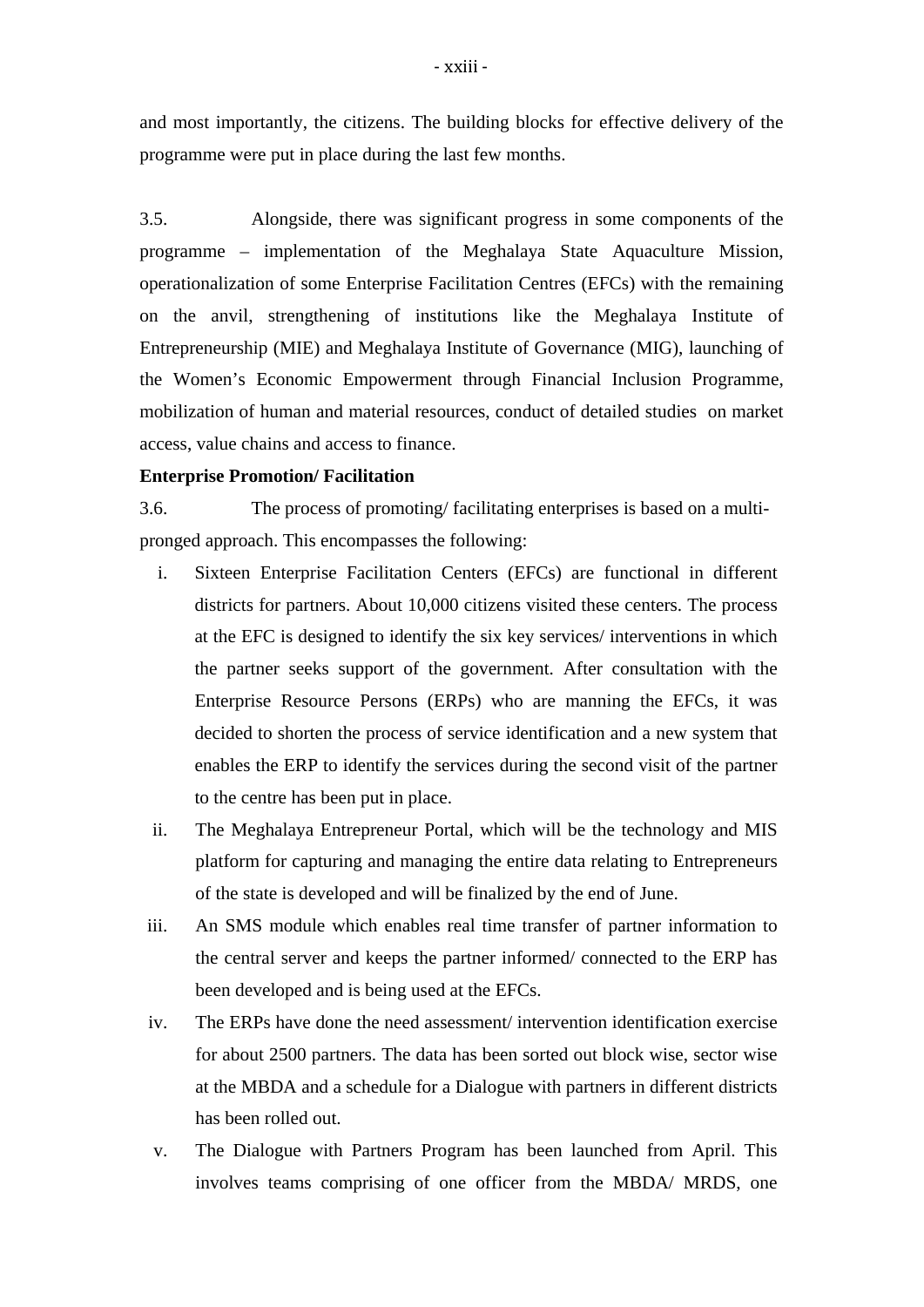and most importantly, the citizens. The building blocks for effective delivery of the programme were put in place during the last few months.

3.5. Alongside, there was significant progress in some components of the programme – implementation of the Meghalaya State Aquaculture Mission, operationalization of some Enterprise Facilitation Centres (EFCs) with the remaining on the anvil, strengthening of institutions like the Meghalaya Institute of Entrepreneurship (MIE) and Meghalaya Institute of Governance (MIG), launching of the Women's Economic Empowerment through Financial Inclusion Programme, mobilization of human and material resources, conduct of detailed studies on market access, value chains and access to finance.

**Enterprise Promotion/ Facilitation**

3.6. The process of promoting/ facilitating enterprises is based on a multi-pronged approach. This encompasses the following:

i. Sixteen Enterprise Facilitation Centers (EFCs) are functional in different districts for partners. About 10,000 citizens visited these centers. The process at the EFC is designed to identify the six key services/ interventions in which the partner seeks support of the government. After consultation with the Enterprise Resource Persons (ERPs) who are manning the EFCs, it was decided to shorten the process of service identification and a new system that enables the ERP to identify the services during the second visit of the partner to the centre has been put in place.

ii. The Meghalaya Entrepreneur Portal, which will be the technology and MIS platform for capturing and managing the entire data relating to Entrepreneurs of the state is developed and will be finalized by the end of June.

iii. An SMS module which enables real time transfer of partner information to the central server and keeps the partner informed/ connected to the ERP has been developed and is being used at the EFCs.

iv. The ERPs have done the need assessment/ intervention identification exercise for about 2500 partners. The data has been sorted out block wise, sector wise at the MBDA and a schedule for a Dialogue with partners in different districts has been rolled out.

v. The Dialogue with Partners Program has been launched from April. This involves teams comprising of one officer from the MBDA/ MRDS, one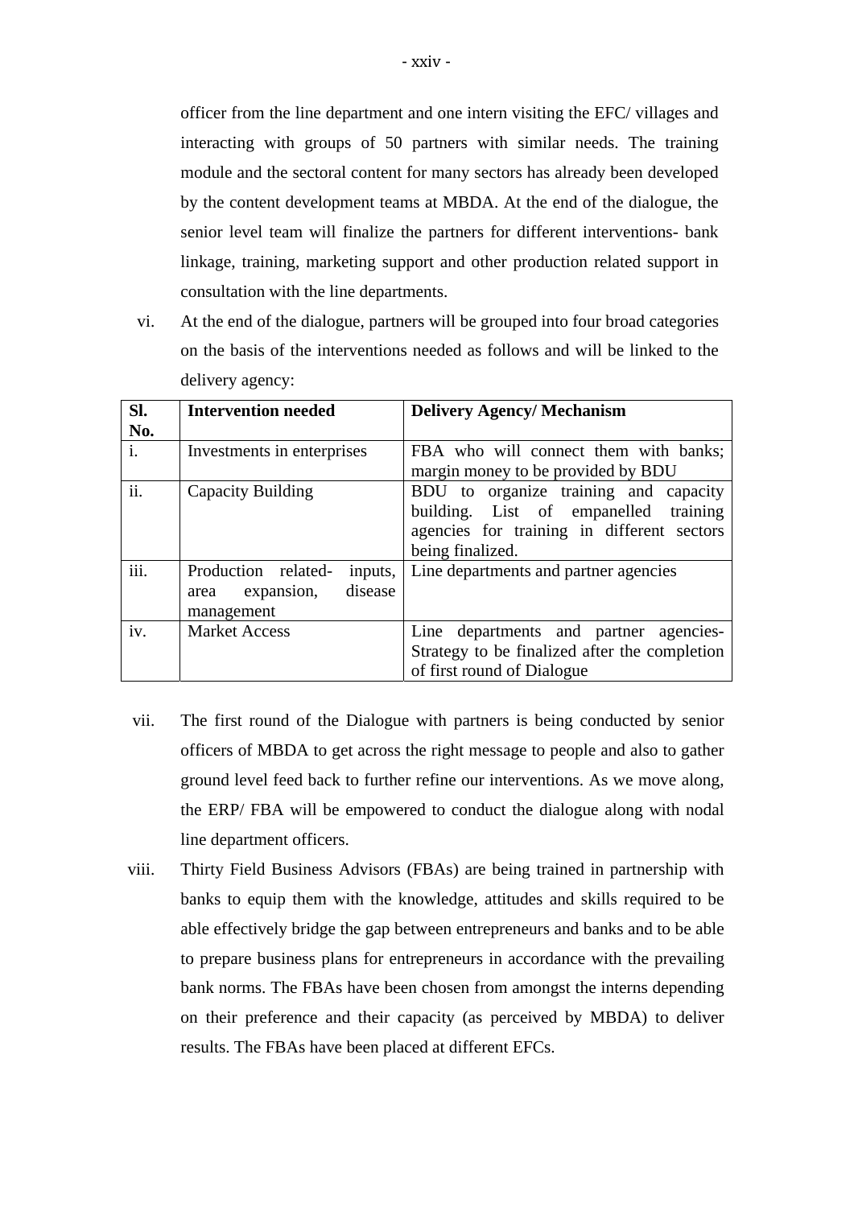officer from the line department and one intern visiting the EFC/ villages and interacting with groups of 50 partners with similar needs. The training module and the sectoral content for many sectors has already been developed by the content development teams at MBDA. At the end of the dialogue, the senior level team will finalize the partners for different interventions- bank linkage, training, marketing support and other production related support in consultation with the line departments.

vi. At the end of the dialogue, partners will be grouped into four broad categories on the basis of the interventions needed as follows and will be linked to the delivery agency:

| Sl. No. | Intervention needed | Delivery Agency/ Mechanism |
|---|---|---|
| i. | Investments in enterprises | FBA who will connect them with banks; margin money to be provided by BDU |
| ii. | Capacity Building | BDU to organize training and capacity building. List of empanelled training agencies for training in different sectors being finalized. |
| iii. | Production related- inputs, area expansion, disease management | Line departments and partner agencies |
| iv. | Market Access | Line departments and partner agencies- Strategy to be finalized after the completion of first round of Dialogue |

vii. The first round of the Dialogue with partners is being conducted by senior officers of MBDA to get across the right message to people and also to gather ground level feed back to further refine our interventions. As we move along, the ERP/ FBA will be empowered to conduct the dialogue along with nodal line department officers.

viii. Thirty Field Business Advisors (FBAs) are being trained in partnership with banks to equip them with the knowledge, attitudes and skills required to be able effectively bridge the gap between entrepreneurs and banks and to be able to prepare business plans for entrepreneurs in accordance with the prevailing bank norms. The FBAs have been chosen from amongst the interns depending on their preference and their capacity (as perceived by MBDA) to deliver results. The FBAs have been placed at different EFCs.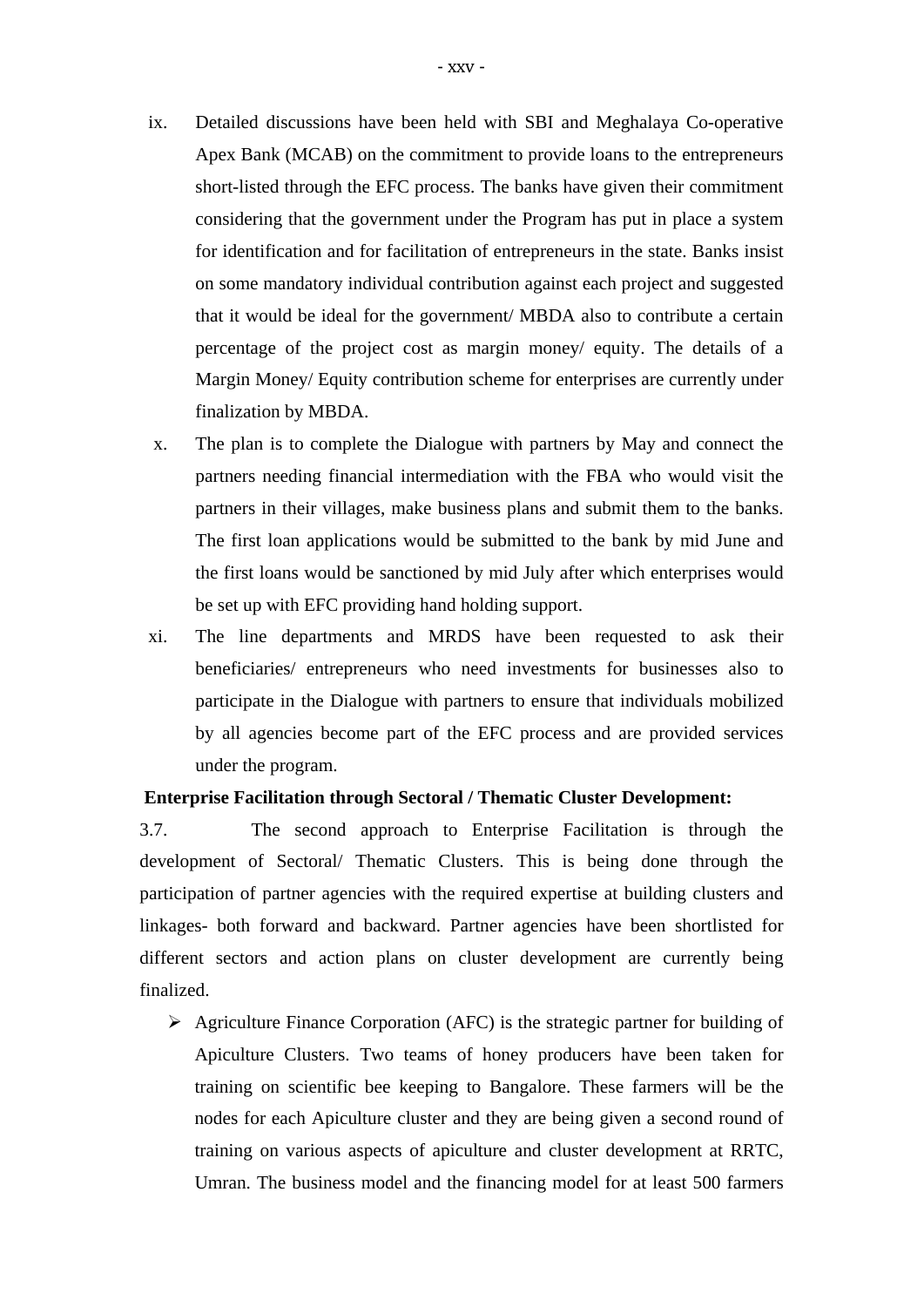ix. Detailed discussions have been held with SBI and Meghalaya Co-operative Apex Bank (MCAB) on the commitment to provide loans to the entrepreneurs short-listed through the EFC process. The banks have given their commitment considering that the government under the Program has put in place a system for identification and for facilitation of entrepreneurs in the state. Banks insist on some mandatory individual contribution against each project and suggested that it would be ideal for the government/ MBDA also to contribute a certain percentage of the project cost as margin money/ equity. The details of a Margin Money/ Equity contribution scheme for enterprises are currently under finalization by MBDA.

x. The plan is to complete the Dialogue with partners by May and connect the partners needing financial intermediation with the FBA who would visit the partners in their villages, make business plans and submit them to the banks. The first loan applications would be submitted to the bank by mid June and the first loans would be sanctioned by mid July after which enterprises would be set up with EFC providing hand holding support.

xi. The line departments and MRDS have been requested to ask their beneficiaries/ entrepreneurs who need investments for businesses also to participate in the Dialogue with partners to ensure that individuals mobilized by all agencies become part of the EFC process and are provided services under the program.

**Enterprise Facilitation through Sectoral / Thematic Cluster Development:**

3.7. The second approach to Enterprise Facilitation is through the development of Sectoral/ Thematic Clusters. This is being done through the participation of partner agencies with the required expertise at building clusters and linkages- both forward and backward. Partner agencies have been shortlisted for different sectors and action plans on cluster development are currently being finalized.

- Agriculture Finance Corporation (AFC) is the strategic partner for building of Apiculture Clusters. Two teams of honey producers have been taken for training on scientific bee keeping to Bangalore. These farmers will be the nodes for each Apiculture cluster and they are being given a second round of training on various aspects of apiculture and cluster development at RRTC, Umran. The business model and the financing model for at least 500 farmers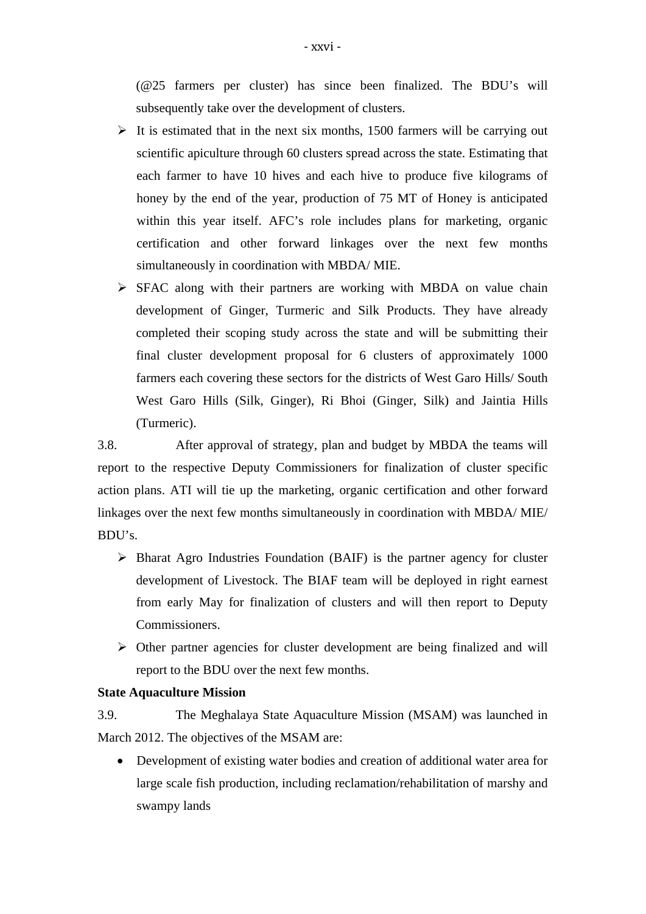(@25 farmers per cluster) has since been finalized. The BDU's will subsequently take over the development of clusters.

- It is estimated that in the next six months, 1500 farmers will be carrying out scientific apiculture through 60 clusters spread across the state. Estimating that each farmer to have 10 hives and each hive to produce five kilograms of honey by the end of the year, production of 75 MT of Honey is anticipated within this year itself. AFC's role includes plans for marketing, organic certification and other forward linkages over the next few months simultaneously in coordination with MBDA/ MIE.
- SFAC along with their partners are working with MBDA on value chain development of Ginger, Turmeric and Silk Products. They have already completed their scoping study across the state and will be submitting their final cluster development proposal for 6 clusters of approximately 1000 farmers each covering these sectors for the districts of West Garo Hills/ South West Garo Hills (Silk, Ginger), Ri Bhoi (Ginger, Silk) and Jaintia Hills (Turmeric).

3.8. After approval of strategy, plan and budget by MBDA the teams will report to the respective Deputy Commissioners for finalization of cluster specific action plans. ATI will tie up the marketing, organic certification and other forward linkages over the next few months simultaneously in coordination with MBDA/ MIE/ BDU's.

- Bharat Agro Industries Foundation (BAIF) is the partner agency for cluster development of Livestock. The BIAF team will be deployed in right earnest from early May for finalization of clusters and will then report to Deputy Commissioners.
- Other partner agencies for cluster development are being finalized and will report to the BDU over the next few months.

**State Aquaculture Mission**

3.9. The Meghalaya State Aquaculture Mission (MSAM) was launched in March 2012. The objectives of the MSAM are:

- Development of existing water bodies and creation of additional water area for large scale fish production, including reclamation/rehabilitation of marshy and swampy lands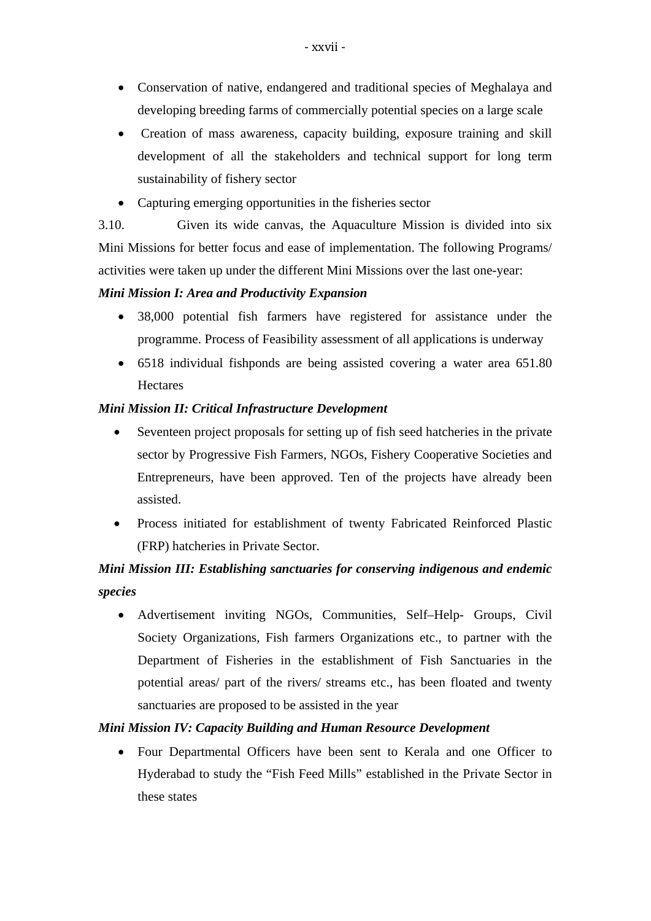- Conservation of native, endangered and traditional species of Meghalaya and developing breeding farms of commercially potential species on a large scale
- Creation of mass awareness, capacity building, exposure training and skill development of all the stakeholders and technical support for long term sustainability of fishery sector
- Capturing emerging opportunities in the fisheries sector

3.10. Given its wide canvas, the Aquaculture Mission is divided into six Mini Missions for better focus and ease of implementation. The following Programs/ activities were taken up under the different Mini Missions over the last one-year:

***Mini Mission I: Area and Productivity Expansion***

- 38,000 potential fish farmers have registered for assistance under the programme. Process of Feasibility assessment of all applications is underway
- 6518 individual fishponds are being assisted covering a water area 651.80 Hectares

***Mini Mission II: Critical Infrastructure Development***

- Seventeen project proposals for setting up of fish seed hatcheries in the private sector by Progressive Fish Farmers, NGOs, Fishery Cooperative Societies and Entrepreneurs, have been approved. Ten of the projects have already been assisted.
- Process initiated for establishment of twenty Fabricated Reinforced Plastic (FRP) hatcheries in Private Sector.

***Mini Mission III: Establishing sanctuaries for conserving indigenous and endemic species***

- Advertisement inviting NGOs, Communities, Self–Help- Groups, Civil Society Organizations, Fish farmers Organizations etc., to partner with the Department of Fisheries in the establishment of Fish Sanctuaries in the potential areas/ part of the rivers/ streams etc., has been floated and twenty sanctuaries are proposed to be assisted in the year

***Mini Mission IV: Capacity Building and Human Resource Development***

- Four Departmental Officers have been sent to Kerala and one Officer to Hyderabad to study the "Fish Feed Mills" established in the Private Sector in these states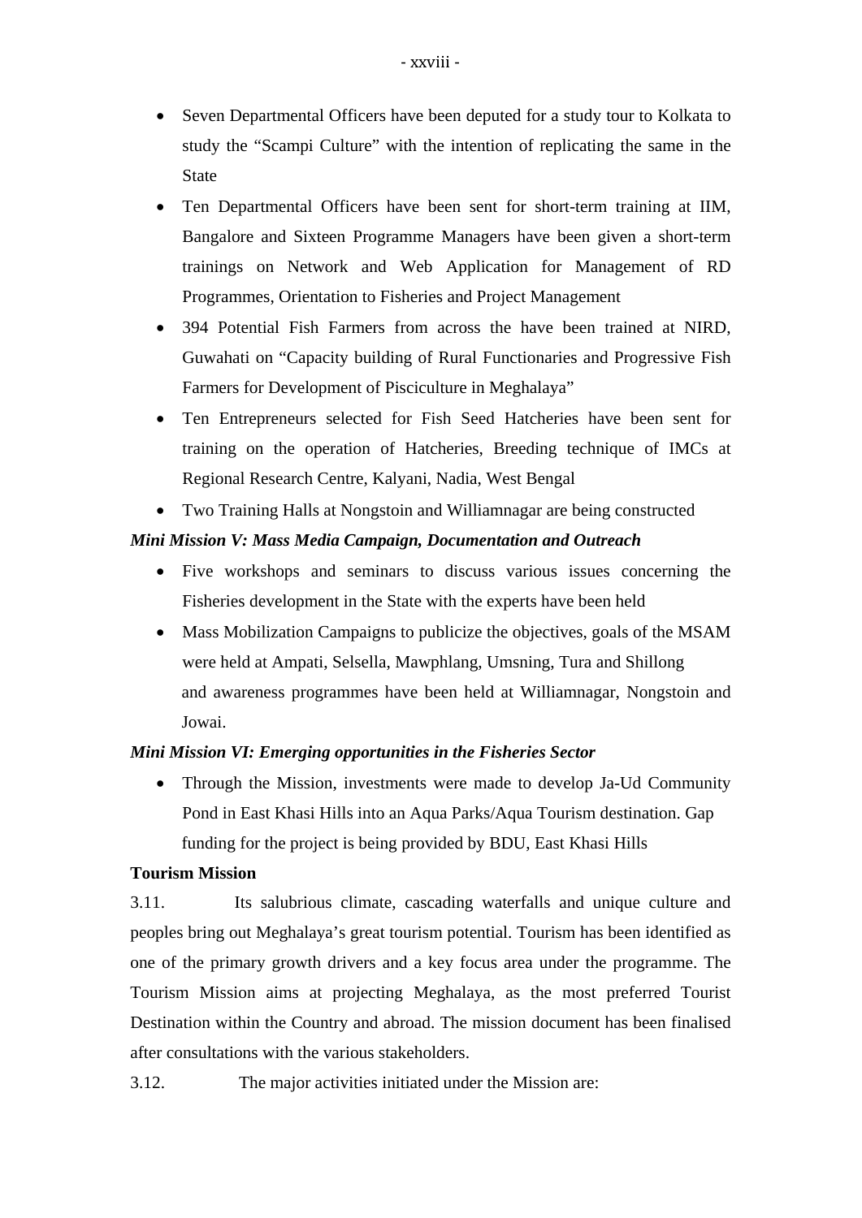- Seven Departmental Officers have been deputed for a study tour to Kolkata to study the "Scampi Culture" with the intention of replicating the same in the State
- Ten Departmental Officers have been sent for short-term training at IIM, Bangalore and Sixteen Programme Managers have been given a short-term trainings on Network and Web Application for Management of RD Programmes, Orientation to Fisheries and Project Management
- 394 Potential Fish Farmers from across the have been trained at NIRD, Guwahati on "Capacity building of Rural Functionaries and Progressive Fish Farmers for Development of Pisciculture in Meghalaya"
- Ten Entrepreneurs selected for Fish Seed Hatcheries have been sent for training on the operation of Hatcheries, Breeding technique of IMCs at Regional Research Centre, Kalyani, Nadia, West Bengal
- Two Training Halls at Nongstoin and Williamnagar are being constructed

***Mini Mission V: Mass Media Campaign, Documentation and Outreach***

- Five workshops and seminars to discuss various issues concerning the Fisheries development in the State with the experts have been held
- Mass Mobilization Campaigns to publicize the objectives, goals of the MSAM were held at Ampati, Selsella, Mawphlang, Umsning, Tura and Shillong and awareness programmes have been held at Williamnagar, Nongstoin and Jowai.

***Mini Mission VI: Emerging opportunities in the Fisheries Sector***

- Through the Mission, investments were made to develop Ja-Ud Community Pond in East Khasi Hills into an Aqua Parks/Aqua Tourism destination. Gap funding for the project is being provided by BDU, East Khasi Hills

**Tourism Mission**

3.11. Its salubrious climate, cascading waterfalls and unique culture and peoples bring out Meghalaya's great tourism potential. Tourism has been identified as one of the primary growth drivers and a key focus area under the programme. The Tourism Mission aims at projecting Meghalaya, as the most preferred Tourist Destination within the Country and abroad. The mission document has been finalised after consultations with the various stakeholders.

3.12. The major activities initiated under the Mission are: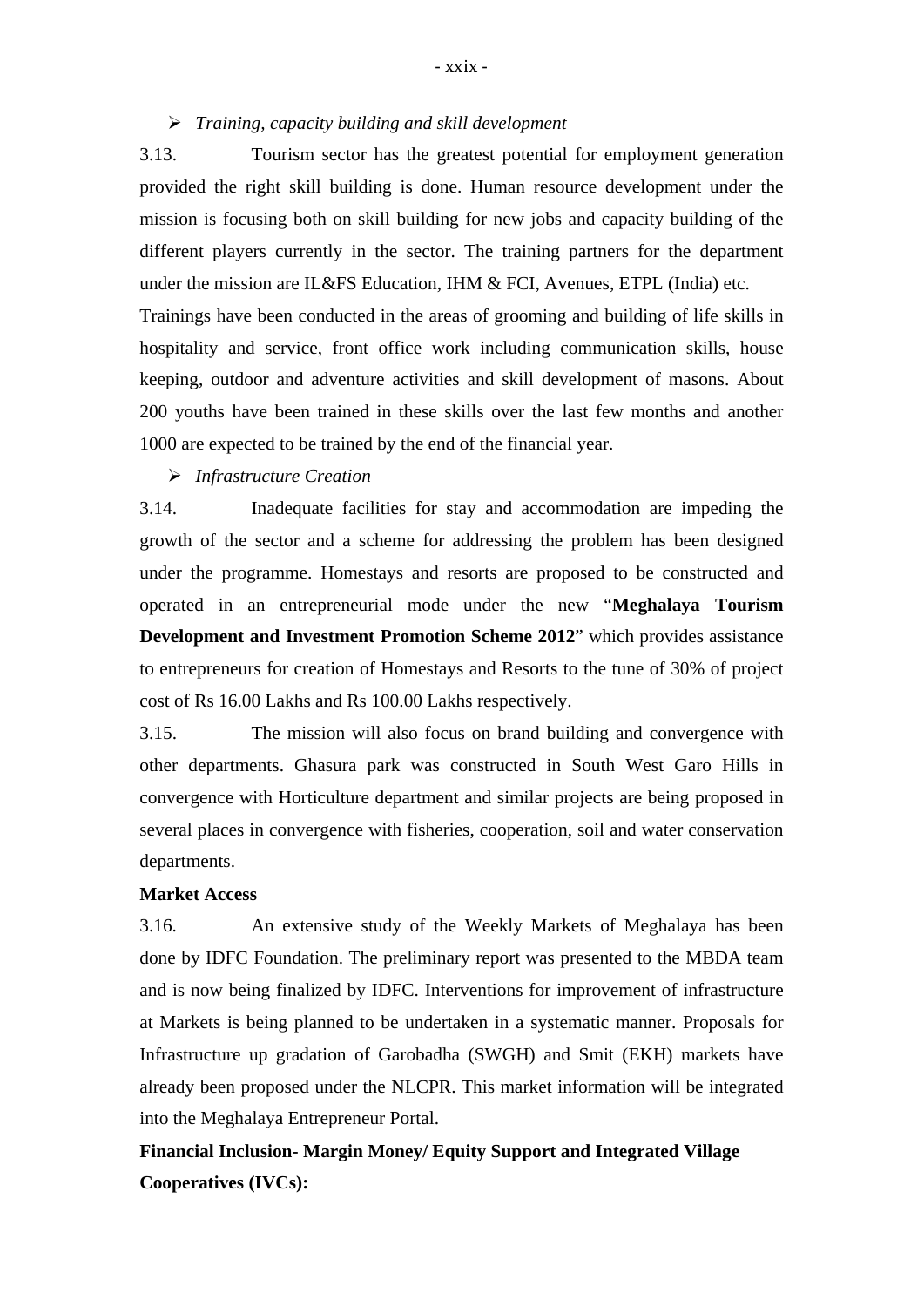- *Training, capacity building and skill development*

3.13. Tourism sector has the greatest potential for employment generation provided the right skill building is done. Human resource development under the mission is focusing both on skill building for new jobs and capacity building of the different players currently in the sector. The training partners for the department under the mission are IL&FS Education, IHM & FCI, Avenues, ETPL (India) etc.

Trainings have been conducted in the areas of grooming and building of life skills in hospitality and service, front office work including communication skills, house keeping, outdoor and adventure activities and skill development of masons. About 200 youths have been trained in these skills over the last few months and another 1000 are expected to be trained by the end of the financial year.

- *Infrastructure Creation*

3.14. Inadequate facilities for stay and accommodation are impeding the growth of the sector and a scheme for addressing the problem has been designed under the programme. Homestays and resorts are proposed to be constructed and operated in an entrepreneurial mode under the new "**Meghalaya Tourism Development and Investment Promotion Scheme 2012**" which provides assistance to entrepreneurs for creation of Homestays and Resorts to the tune of 30% of project cost of Rs 16.00 Lakhs and Rs 100.00 Lakhs respectively.

3.15. The mission will also focus on brand building and convergence with other departments. Ghasura park was constructed in South West Garo Hills in convergence with Horticulture department and similar projects are being proposed in several places in convergence with fisheries, cooperation, soil and water conservation departments.

**Market Access**

3.16. An extensive study of the Weekly Markets of Meghalaya has been done by IDFC Foundation. The preliminary report was presented to the MBDA team and is now being finalized by IDFC. Interventions for improvement of infrastructure at Markets is being planned to be undertaken in a systematic manner. Proposals for Infrastructure up gradation of Garobadha (SWGH) and Smit (EKH) markets have already been proposed under the NLCPR. This market information will be integrated into the Meghalaya Entrepreneur Portal.

**Financial Inclusion- Margin Money/ Equity Support and Integrated Village Cooperatives (IVCs):**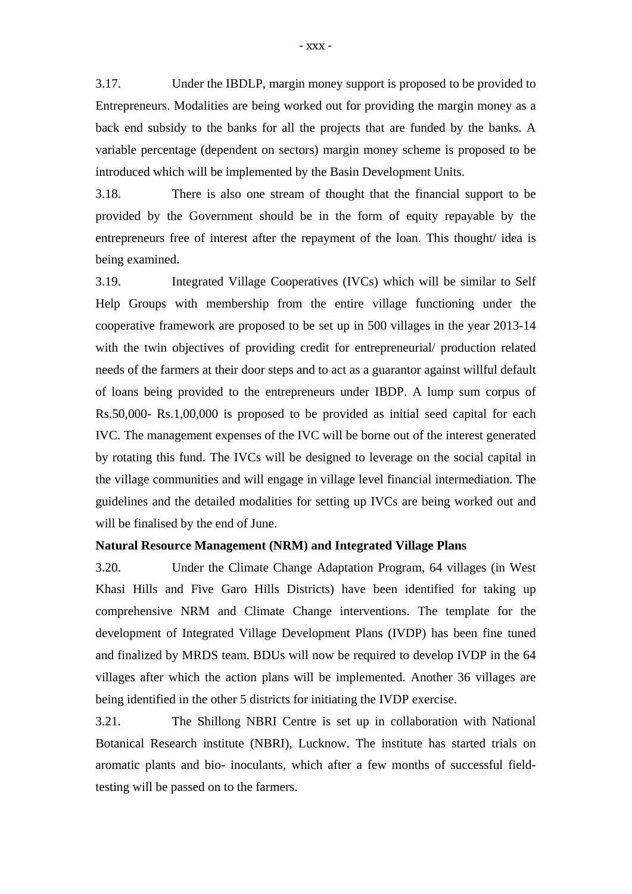3.17. Under the IBDLP, margin money support is proposed to be provided to Entrepreneurs. Modalities are being worked out for providing the margin money as a back end subsidy to the banks for all the projects that are funded by the banks. A variable percentage (dependent on sectors) margin money scheme is proposed to be introduced which will be implemented by the Basin Development Units.

3.18. There is also one stream of thought that the financial support to be provided by the Government should be in the form of equity repayable by the entrepreneurs free of interest after the repayment of the loan. This thought/ idea is being examined.

3.19. Integrated Village Cooperatives (IVCs) which will be similar to Self Help Groups with membership from the entire village functioning under the cooperative framework are proposed to be set up in 500 villages in the year 2013-14 with the twin objectives of providing credit for entrepreneurial/ production related needs of the farmers at their door steps and to act as a guarantor against willful default of loans being provided to the entrepreneurs under IBDP. A lump sum corpus of Rs.50,000- Rs.1,00,000 is proposed to be provided as initial seed capital for each IVC. The management expenses of the IVC will be borne out of the interest generated by rotating this fund. The IVCs will be designed to leverage on the social capital in the village communities and will engage in village level financial intermediation. The guidelines and the detailed modalities for setting up IVCs are being worked out and will be finalised by the end of June.

**Natural Resource Management (NRM) and Integrated Village Plans**

3.20. Under the Climate Change Adaptation Program, 64 villages (in West Khasi Hills and Five Garo Hills Districts) have been identified for taking up comprehensive NRM and Climate Change interventions. The template for the development of Integrated Village Development Plans (IVDP) has been fine tuned and finalized by MRDS team. BDUs will now be required to develop IVDP in the 64 villages after which the action plans will be implemented. Another 36 villages are being identified in the other 5 districts for initiating the IVDP exercise.

3.21. The Shillong NBRI Centre is set up in collaboration with National Botanical Research institute (NBRI), Lucknow. The institute has started trials on aromatic plants and bio- inoculants, which after a few months of successful field-testing will be passed on to the farmers.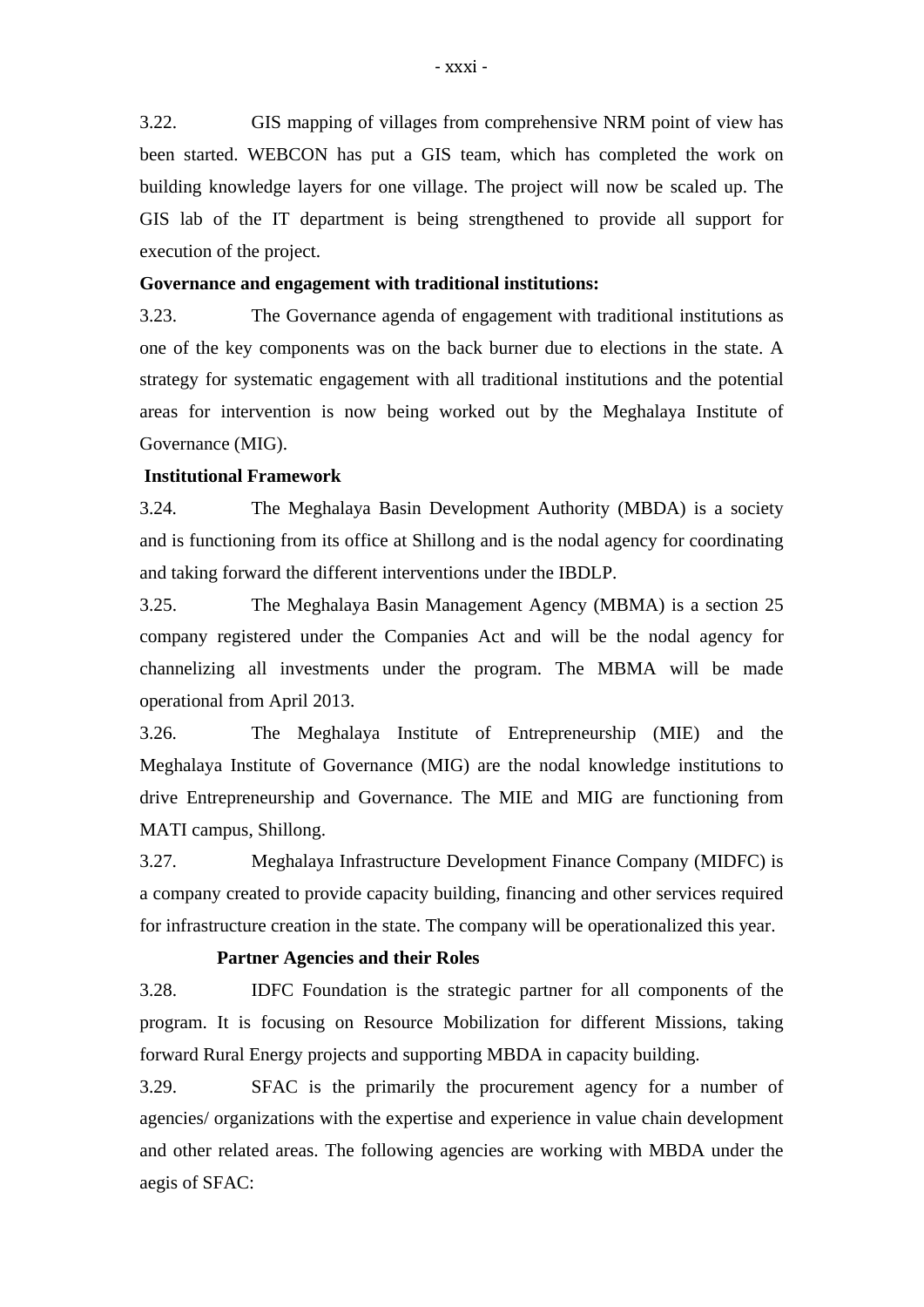3.22. GIS mapping of villages from comprehensive NRM point of view has been started. WEBCON has put a GIS team, which has completed the work on building knowledge layers for one village. The project will now be scaled up. The GIS lab of the IT department is being strengthened to provide all support for execution of the project.

**Governance and engagement with traditional institutions:**

3.23. The Governance agenda of engagement with traditional institutions as one of the key components was on the back burner due to elections in the state. A strategy for systematic engagement with all traditional institutions and the potential areas for intervention is now being worked out by the Meghalaya Institute of Governance (MIG).

**Institutional Framework**

3.24. The Meghalaya Basin Development Authority (MBDA) is a society and is functioning from its office at Shillong and is the nodal agency for coordinating and taking forward the different interventions under the IBDLP.

3.25. The Meghalaya Basin Management Agency (MBMA) is a section 25 company registered under the Companies Act and will be the nodal agency for channelizing all investments under the program. The MBMA will be made operational from April 2013.

3.26. The Meghalaya Institute of Entrepreneurship (MIE) and the Meghalaya Institute of Governance (MIG) are the nodal knowledge institutions to drive Entrepreneurship and Governance. The MIE and MIG are functioning from MATI campus, Shillong.

3.27. Meghalaya Infrastructure Development Finance Company (MIDFC) is a company created to provide capacity building, financing and other services required for infrastructure creation in the state. The company will be operationalized this year.

**Partner Agencies and their Roles**

3.28. IDFC Foundation is the strategic partner for all components of the program. It is focusing on Resource Mobilization for different Missions, taking forward Rural Energy projects and supporting MBDA in capacity building.

3.29. SFAC is the primarily the procurement agency for a number of agencies/ organizations with the expertise and experience in value chain development and other related areas. The following agencies are working with MBDA under the aegis of SFAC: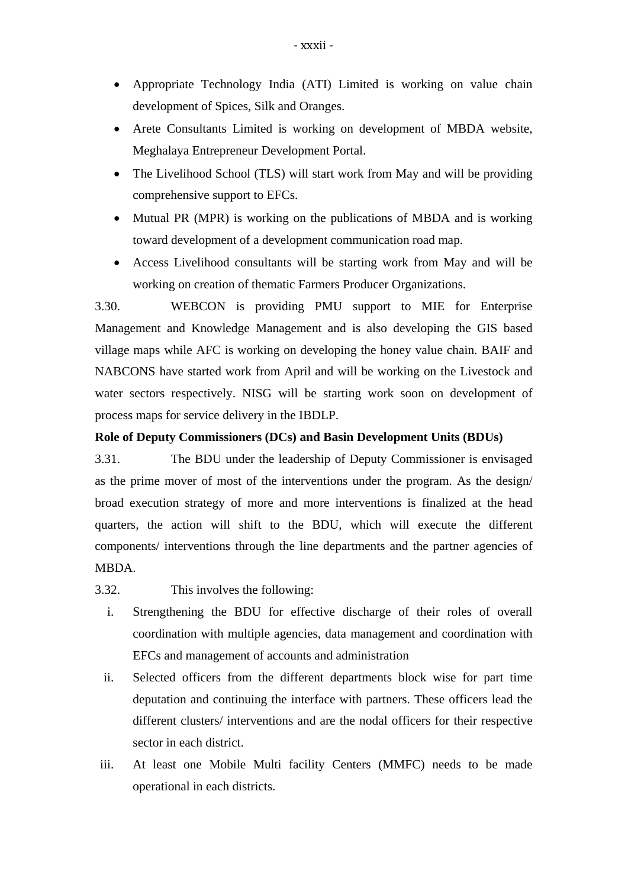- Appropriate Technology India (ATI) Limited is working on value chain development of Spices, Silk and Oranges.
- Arete Consultants Limited is working on development of MBDA website, Meghalaya Entrepreneur Development Portal.
- The Livelihood School (TLS) will start work from May and will be providing comprehensive support to EFCs.
- Mutual PR (MPR) is working on the publications of MBDA and is working toward development of a development communication road map.
- Access Livelihood consultants will be starting work from May and will be working on creation of thematic Farmers Producer Organizations.

3.30. WEBCON is providing PMU support to MIE for Enterprise Management and Knowledge Management and is also developing the GIS based village maps while AFC is working on developing the honey value chain. BAIF and NABCONS have started work from April and will be working on the Livestock and water sectors respectively. NISG will be starting work soon on development of process maps for service delivery in the IBDLP.

**Role of Deputy Commissioners (DCs) and Basin Development Units (BDUs)**

3.31. The BDU under the leadership of Deputy Commissioner is envisaged as the prime mover of most of the interventions under the program. As the design/ broad execution strategy of more and more interventions is finalized at the head quarters, the action will shift to the BDU, which will execute the different components/ interventions through the line departments and the partner agencies of MBDA.

3.32. This involves the following:

i. Strengthening the BDU for effective discharge of their roles of overall coordination with multiple agencies, data management and coordination with EFCs and management of accounts and administration

ii. Selected officers from the different departments block wise for part time deputation and continuing the interface with partners. These officers lead the different clusters/ interventions and are the nodal officers for their respective sector in each district.

iii. At least one Mobile Multi facility Centers (MMFC) needs to be made operational in each districts.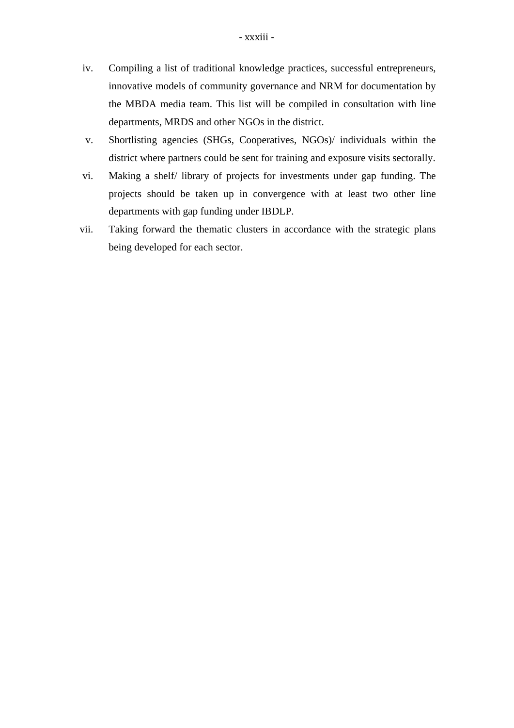iv. Compiling a list of traditional knowledge practices, successful entrepreneurs, innovative models of community governance and NRM for documentation by the MBDA media team. This list will be compiled in consultation with line departments, MRDS and other NGOs in the district.

v. Shortlisting agencies (SHGs, Cooperatives, NGOs)/ individuals within the district where partners could be sent for training and exposure visits sectorally.

vi. Making a shelf/ library of projects for investments under gap funding. The projects should be taken up in convergence with at least two other line departments with gap funding under IBDLP.

vii. Taking forward the thematic clusters in accordance with the strategic plans being developed for each sector.